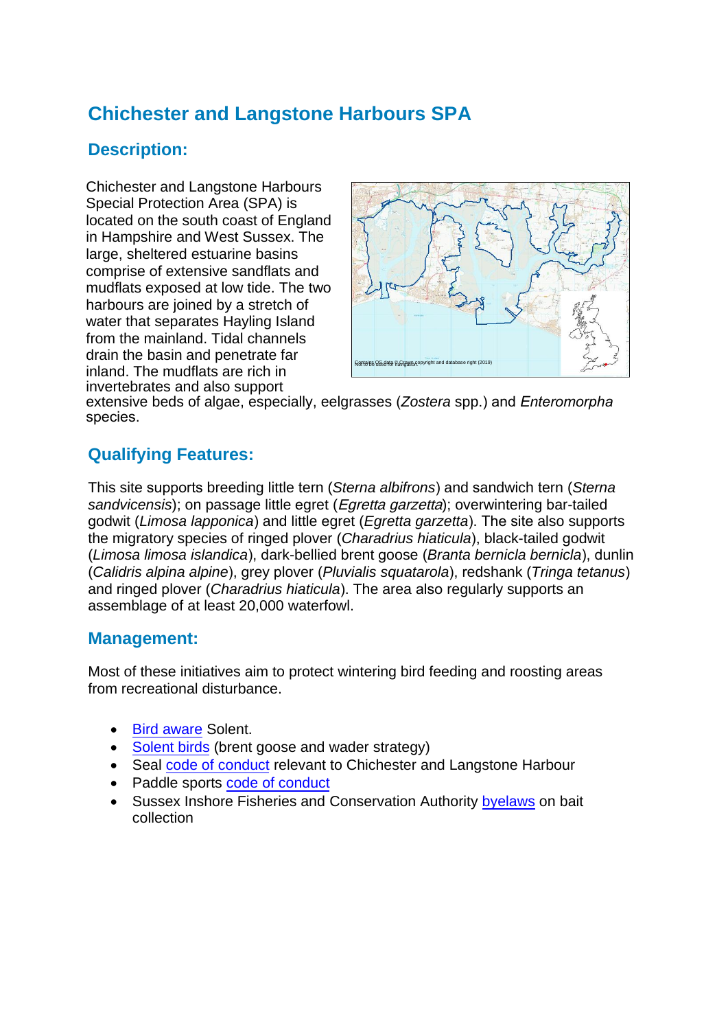# Chichester and Langstone Harbours SPA

## Description:

Chichester and Langstone Harbours Special Protection Area (SPA) is located on the south coast of England in Hampshire and West Sussex. The large, sheltered estuarine basins comprise of extensive sandflats and mudflats exposed at low tide. The two harbours are joined by a stretch of water that separates Hayling Island from the mainland. Tidal channels drain the basin and penetrate far inland. The mudflats are rich in invertebrates and also support extensive beds of algae, especially, eelgrasses (*Zostera* spp.) and *Enteromorpha* species.

## Qualifying Features:

This site supports breeding little tern (*Sterna albifrons*) and sandwich tern (*Sterna sandvicensis*); on passage little egret (*Egretta garzetta*); overwintering bar-tailed godwit (*Limosa lapponica*) and little egret (*Egretta garzetta*). The site also supports the migratory species of ringed plover (*Charadrius hiaticula*), black-tailed godwit (*Limosa limosa islandica*), dark-bellied brent goose (*Branta bernicla bernicla*), dunlin (*Calidris alpina alpine*), grey plover (*Pluvialis squatarola*), redshank (*Tringa tetanus*) and ringed plover (*Charadrius hiaticula*). The area also regularly supports an assemblage of at least 20,000 waterfowl.

## Management:

Most of these initiatives aim to protect wintering bird feeding and roosting areas from recreational disturbance.

- Bird aware Solent.
- Solent birds (brent goose and wader strategy)
- Seal code of conduct relevant to Chichester and Langstone Harbour
- Paddle sports code of conduct
- Sussex Inshore Fisheries and Conservation Authority byelaws on bait collection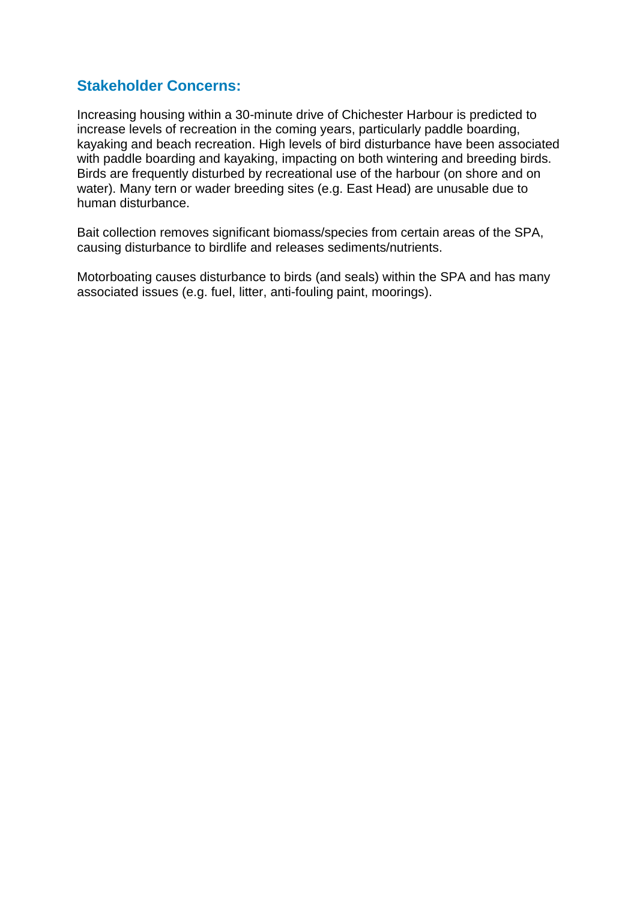## Stakeholder Concerns:

Increasing housing within a 30-minute drive of Chichester Harbour is predicted to increase levels of recreation in the coming years, particularly paddle boarding, kayaking and beach recreation. High levels of bird disturbance have been associated with paddle boarding and kayaking, impacting on both wintering and breeding birds. Birds are frequently disturbed by recreational use of the harbour (on shore and on water). Many tern or wader breeding sites (e.g. East Head) are unusable due to human disturbance.

Bait collection removes significant biomass/species from certain areas of the SPA, causing disturbance to birdlife and releases sediments/nutrients.

Motorboating causes disturbance to birds (and seals) within the SPA and has many associated issues (e.g. fuel, litter, anti-fouling paint, moorings).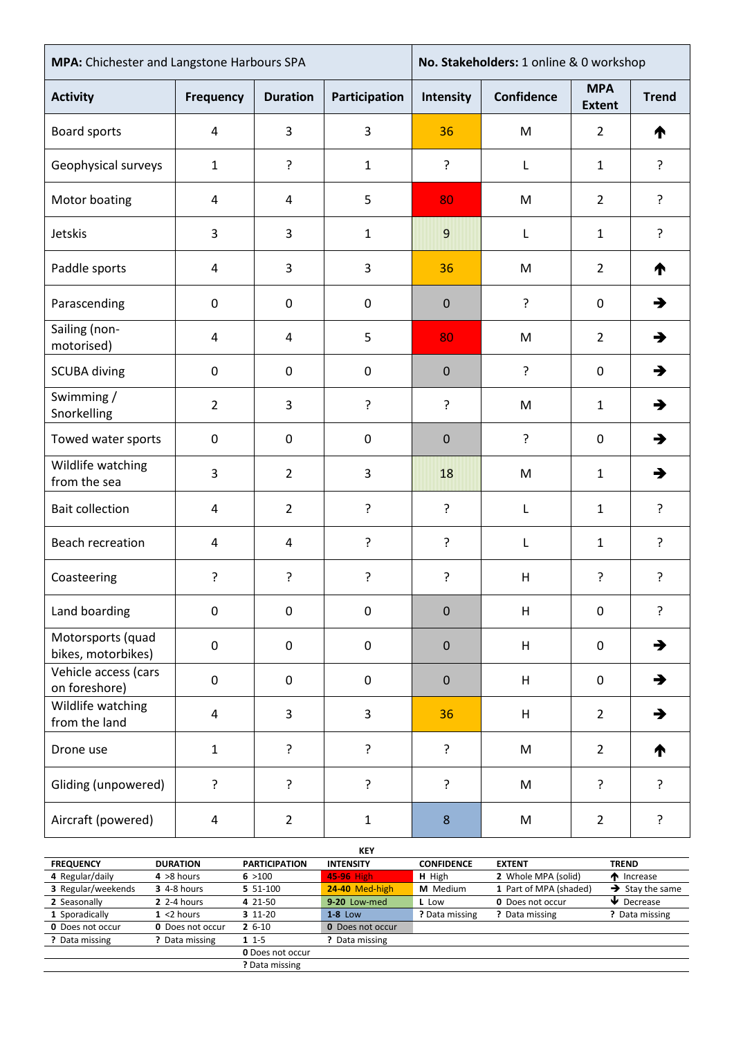| **MPA:** Chichester and Langstone Harbours SPA | | | | **No. Stakeholders:** 1 online & 0 workshop | | | |
|---|---|---|---|---|---|---|---|
| **Activity** | **Frequency** | **Duration** | **Participation** | **Intensity** | **Confidence** | **MPA Extent** | **Trend** |
| Board sports | 4 | 3 | 3 | 36 | M | 2 | ↑ |
| Geophysical surveys | 1 | ? | 1 | ? | L | 1 | ? |
| Motor boating | 4 | 4 | 5 | 80 | M | 2 | ? |
| Jetskis | 3 | 3 | 1 | 9 | L | 1 | ? |
| Paddle sports | 4 | 3 | 3 | 36 | M | 2 | ↑ |
| Parascending | 0 | 0 | 0 | 0 | ? | 0 | → |
| Sailing (non-motorised) | 4 | 4 | 5 | 80 | M | 2 | → |
| SCUBA diving | 0 | 0 | 0 | 0 | ? | 0 | → |
| Swimming / Snorkelling | 2 | 3 | ? | ? | M | 1 | → |
| Towed water sports | 0 | 0 | 0 | 0 | ? | 0 | → |
| Wildlife watching from the sea | 3 | 2 | 3 | 18 | M | 1 | → |
| Bait collection | 4 | 2 | ? | ? | L | 1 | ? |
| Beach recreation | 4 | 4 | ? | ? | L | 1 | ? |
| Coasteering | ? | ? | ? | ? | H | ? | ? |
| Land boarding | 0 | 0 | 0 | 0 | H | 0 | ? |
| Motorsports (quad bikes, motorbikes) | 0 | 0 | 0 | 0 | H | 0 | → |
| Vehicle access (cars on foreshore) | 0 | 0 | 0 | 0 | H | 0 | → |
| Wildlife watching from the land | 4 | 3 | 3 | 36 | H | 2 | → |
| Drone use | 1 | ? | ? | ? | M | 2 | ↑ |
| Gliding (unpowered) | ? | ? | ? | ? | M | ? | ? |
| Aircraft (powered) | 4 | 2 | 1 | 8 | M | 2 | ? |

**KEY**

| FREQUENCY | DURATION | PARTICIPATION | INTENSITY | CONFIDENCE | EXTENT | TREND |
|---|---|---|---|---|---|---|
| **4** Regular/daily | **4** >8 hours | **6** >100 | **45-96** High | **H** High | **2** Whole MPA (solid) | ↑ Increase |
| **3** Regular/weekends | **3** 4-8 hours | **5** 51-100 | **24-40** Med-high | **M** Medium | **1** Part of MPA (shaded) | → Stay the same |
| **2** Seasonally | **2** 2-4 hours | **4** 21-50 | **9-20** Low-med | **L** Low | **0** Does not occur | ↓ Decrease |
| **1** Sporadically | **1** <2 hours | **3** 11-20 | **1-8** Low | **?** Data missing | **?** Data missing | **?** Data missing |
| **0** Does not occur | **0** Does not occur | **2** 6-10 | **0** Does not occur | | | |
| **?** Data missing | **?** Data missing | **1** 1-5 | **?** Data missing | | | |
| | | **0** Does not occur | | | | |
| | | **?** Data missing | | | | |